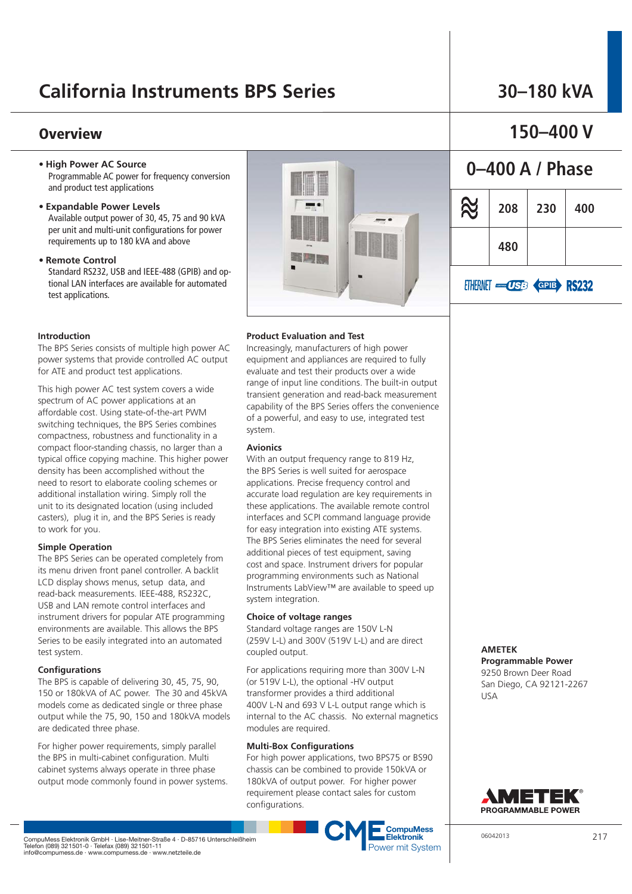# California Instruments BPS Series

**30–180 kVA**

**150–400 V**

**0–400 A / Phase**

| ≈ | 208 | 230 | 400 |
|---|---|---|---|
| | 480 | | |

ETHERNET USB GPIB RS232

## Overview

- **High Power AC Source**
  Programmable AC power for frequency conversion and product test applications
- **Expandable Power Levels**
  Available output power of 30, 45, 75 and 90 kVA per unit and multi-unit configurations for power requirements up to 180 kVA and above
- **Remote Control**
  Standard RS232, USB and IEEE-488 (GPIB) and optional LAN interfaces are available for automated test applications.

### Introduction

The BPS Series consists of multiple high power AC power systems that provide controlled AC output for ATE and product test applications.

This high power AC test system covers a wide spectrum of AC power applications at an affordable cost. Using state-of-the-art PWM switching techniques, the BPS Series combines compactness, robustness and functionality in a compact floor-standing chassis, no larger than a typical office copying machine. This higher power density has been accomplished without the need to resort to elaborate cooling schemes or additional installation wiring. Simply roll the unit to its designated location (using included casters), plug it in, and the BPS Series is ready to work for you.

### Simple Operation

The BPS Series can be operated completely from its menu driven front panel controller. A backlit LCD display shows menus, setup data, and read-back measurements. IEEE-488, RS232C, USB and LAN remote control interfaces and instrument drivers for popular ATE programming environments are available. This allows the BPS Series to be easily integrated into an automated test system.

### Configurations

The BPS is capable of delivering 30, 45, 75, 90, 150 or 180kVA of AC power. The 30 and 45kVA models come as dedicated single or three phase output while the 75, 90, 150 and 180kVA models are dedicated three phase.

For higher power requirements, simply parallel the BPS in multi-cabinet configuration. Multi cabinet systems always operate in three phase output mode commonly found in power systems.

### Product Evaluation and Test

Increasingly, manufacturers of high power equipment and appliances are required to fully evaluate and test their products over a wide range of input line conditions. The built-in output transient generation and read-back measurement capability of the BPS Series offers the convenience of a powerful, and easy to use, integrated test system.

### Avionics

With an output frequency range to 819 Hz, the BPS Series is well suited for aerospace applications. Precise frequency control and accurate load regulation are key requirements in these applications. The available remote control interfaces and SCPI command language provide for easy integration into existing ATE systems. The BPS Series eliminates the need for several additional pieces of test equipment, saving cost and space. Instrument drivers for popular programming environments such as National Instruments LabView™ are available to speed up system integration.

### Choice of voltage ranges

Standard voltage ranges are 150V L-N (259V L-L) and 300V (519V L-L) and are direct coupled output.

For applications requiring more than 300V L-N (or 519V L-L), the optional -HV output transformer provides a third additional 400V L-N and 693 V L-L output range which is internal to the AC chassis. No external magnetics modules are required.

### Multi-Box Configurations

For high power applications, two BPS75 or BS90 chassis can be combined to provide 150kVA or 180kVA of output power. For higher power requirement please contact sales for custom configurations.

**AMETEK**
**Programmable Power**
9250 Brown Deer Road
San Diego, CA 92121-2267
USA

AMETEK® PROGRAMMABLE POWER

CompuMess Elektronik GmbH · Lise-Meitner-Straße 4 · D-85716 Unterschleißheim
Telefon (089) 321501-0 · Telefax (089) 321501-11
info@compumess.de · www.compumess.de · www.netzteile.de

CME CompuMess Elektronik Power mit System

06042013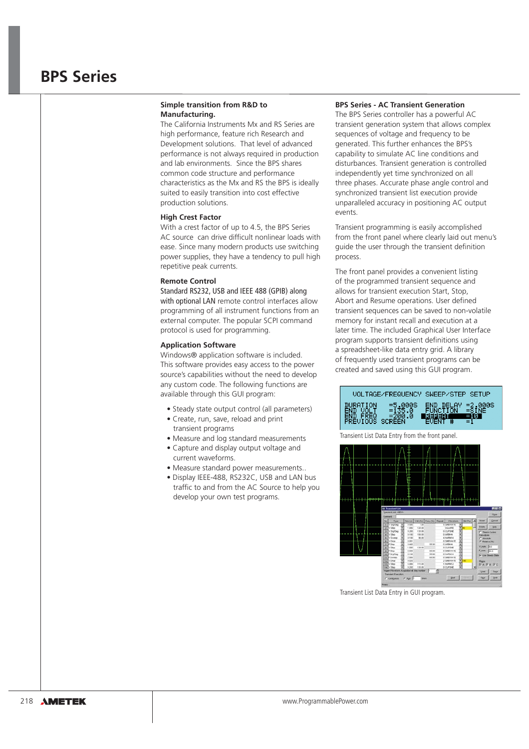# BPS Series

### Simple transition from R&D to Manufacturing.

The California Instruments Mx and RS Series are high performance, feature rich Research and Development solutions. That level of advanced performance is not always required in production and lab environments. Since the BPS shares common code structure and performance characteristics as the Mx and RS the BPS is ideally suited to easily transition into cost effective production solutions.

### High Crest Factor

With a crest factor of up to 4.5, the BPS Series AC source can drive difficult nonlinear loads with ease. Since many modern products use switching power supplies, they have a tendency to pull high repetitive peak currents.

### Remote Control

Standard RS232, USB and IEEE 488 (GPIB) along with optional LAN remote control interfaces allow programming of all instrument functions from an external computer. The popular SCPI command protocol is used for programming.

### Application Software

Windows® application software is included. This software provides easy access to the power source's capabilities without the need to develop any custom code. The following functions are available through this GUI program:

- Steady state output control (all parameters)
- Create, run, save, reload and print transient programs
- Measure and log standard measurements
- Capture and display output voltage and current waveforms.
- Measure standard power measurements..
- Display IEEE-488, RS232C, USB and LAN bus traffic to and from the AC Source to help you develop your own test programs.

### BPS Series - AC Transient Generation

The BPS Series controller has a powerful AC transient generation system that allows complex sequences of voltage and frequency to be generated. This further enhances the BPS's capability to simulate AC line conditions and disturbances. Transient generation is controlled independently yet time synchronized on all three phases. Accurate phase angle control and synchronized transient list execution provide unparalleled accuracy in positioning AC output events.

Transient programming is easily accomplished from the front panel where clearly laid out menu's guide the user through the transient definition process.

The front panel provides a convenient listing of the programmed transient sequence and allows for transient execution Start, Stop, Abort and Resume operations. User defined transient sequences can be saved to non-volatile memory for instant recall and execution at a later time. The included Graphical User Interface program supports transient definitions using a spreadsheet-like data entry grid. A library of frequently used transient programs can be created and saved using this GUI program.

Transient List Data Entry from the front panel.

Transient List Data Entry in GUI program.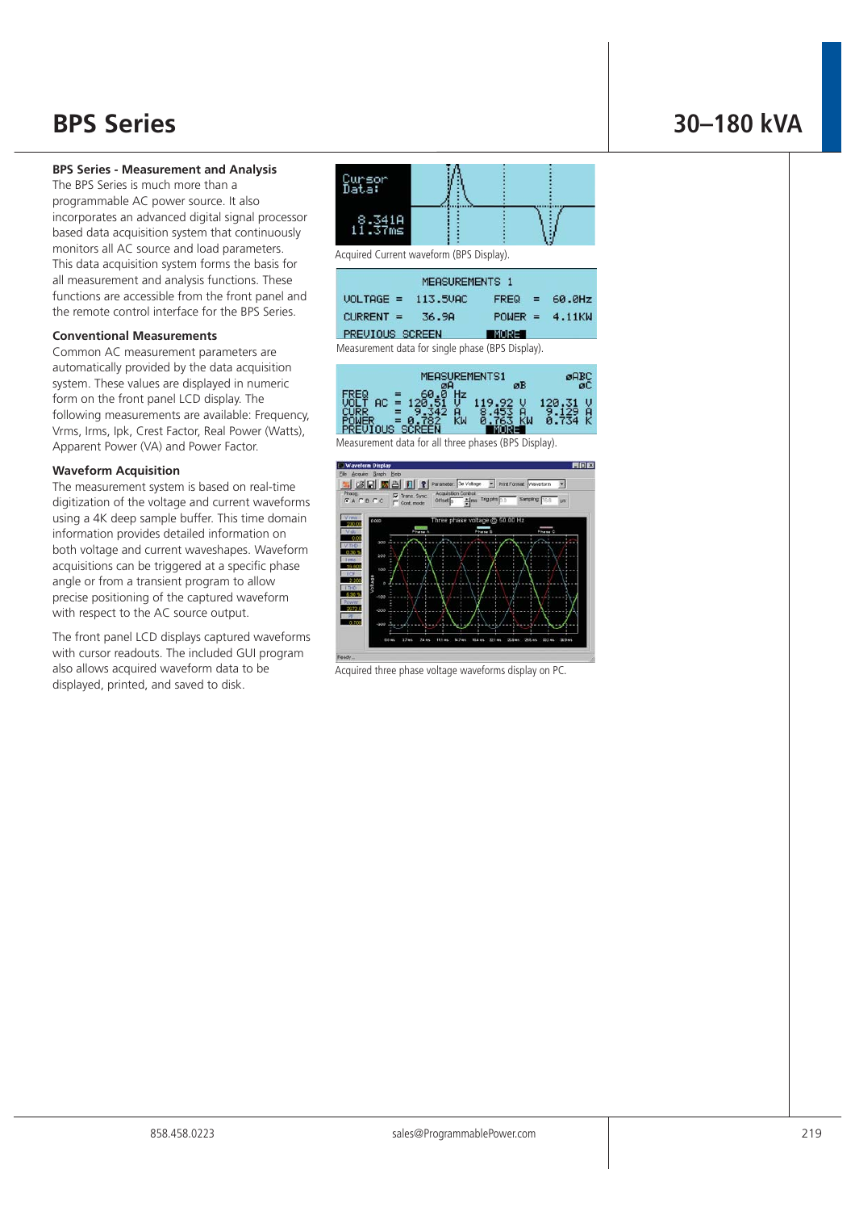# BPS Series

## 30–180 kVA

### BPS Series - Measurement and Analysis

The BPS Series is much more than a programmable AC power source. It also incorporates an advanced digital signal processor based data acquisition system that continuously monitors all AC source and load parameters. This data acquisition system forms the basis for all measurement and analysis functions. These functions are accessible from the front panel and the remote control interface for the BPS Series.

### Conventional Measurements

Common AC measurement parameters are automatically provided by the data acquisition system. These values are displayed in numeric form on the front panel LCD display. The following measurements are available: Frequency, Vrms, Irms, Ipk, Crest Factor, Real Power (Watts), Apparent Power (VA) and Power Factor.

### Waveform Acquisition

The measurement system is based on real-time digitization of the voltage and current waveforms using a 4K deep sample buffer. This time domain information provides detailed information on both voltage and current waveshapes. Waveform acquisitions can be triggered at a specific phase angle or from a transient program to allow precise positioning of the captured waveform with respect to the AC source output.

The front panel LCD displays captured waveforms with cursor readouts. The included GUI program also allows acquired waveform data to be displayed, printed, and saved to disk.

Acquired Current waveform (BPS Display).

Measurement data for single phase (BPS Display).

Measurement data for all three phases (BPS Display).

Acquired three phase voltage waveforms display on PC.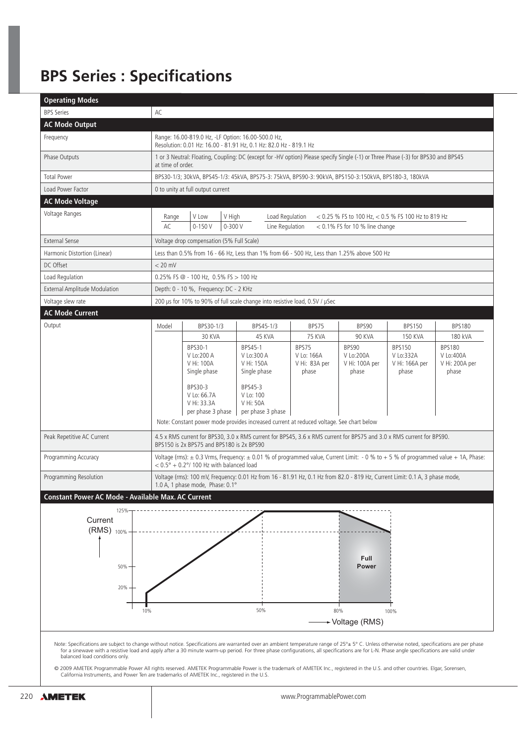# BPS Series : Specifications

| **Operating Modes** | |
|---|---|
| BPS Series | AC |
| **AC Mode Output** | |
| Frequency | Range: 16.00-819.0 Hz, -LF Option: 16.00-500.0 Hz, Resolution: 0.01 Hz: 16.00 - 81.91 Hz, 0.1 Hz: 82.0 Hz - 819.1 Hz |
| Phase Outputs | 1 or 3 Neutral: Floating, Coupling: DC (except for -HV option) Please specify Single (-1) or Three Phase (-3) for BPS30 and BPS45 at time of order. |
| Total Power | BPS30-1/3; 30kVA, BPS45-1/3: 45kVA, BPS75-3: 75kVA, BPS90-3: 90kVA, BPS150-3:150kVA, BPS180-3, 180kVA |
| Load Power Factor | 0 to unity at full output current |
| **AC Mode Voltage** | |
| Voltage Ranges | Range: AC; V Low: 0-150 V; V High: 0-300 V. Load Regulation: < 0.25 % FS to 100 Hz, < 0.5 % FS 100 Hz to 819 Hz. Line Regulation: < 0.1% FS for 10 % line change |
| External Sense | Voltage drop compensation (5% Full Scale) |
| Harmonic Distortion (Linear) | Less than 0.5% from 16 - 66 Hz, Less than 1% from 66 - 500 Hz, Less than 1.25% above 500 Hz |
| DC Offset | < 20 mV |
| Load Regulation | 0.25% FS @ - 100 Hz, 0.5% FS > 100 Hz |
| External Amplitude Modulation | Depth: 0 - 10 %, Frequency: DC - 2 KHz |
| Voltage slew rate | 200 µs for 10% to 90% of full scale change into resistive load, 0.5V / µSec |
| **AC Mode Current** | |

**Output**

| Model | BPS30-1/3 | BPS45-1/3 | BPS75 | BPS90 | BPS150 | BPS180 |
|---|---|---|---|---|---|---|
| | 30 KVA | 45 KVA | 75 KVA | 90 KVA | 150 KVA | 180 kVA |
| | BPS30-1<br>V Lo:200 A<br>V Hi: 100A<br>Single phase<br><br>BPS30-3<br>V Lo: 66.7A<br>V Hi: 33.3A<br>per phase 3 phase | BPS45-1<br>V Lo:300 A<br>V Hi: 150A<br>Single phase<br><br>BPS45-3<br>V Lo: 100<br>V Hi: 50A<br>per phase 3 phase | BPS75<br>V Lo: 166A<br>V Hi: 83A per phase | BPS90<br>V Lo:200A<br>V Hi: 100A per phase | BPS150<br>V Lo:332A<br>V Hi: 166A per phase | BPS180<br>V Lo:400A<br>V Hi: 200A per phase |

Note: Constant power mode provides increased current at reduced voltage. See chart below

| | |
|---|---|
| Peak Repetitive AC Current | 4.5 x RMS current for BPS30, 3.0 x RMS current for BPS45, 3.6 x RMS current for BPS75 and 3.0 x RMS current for BPS90. BPS150 is 2x BPS75 and BPS180 is 2x BPS90 |
| Programming Accuracy | Voltage (rms): ± 0.3 Vrms, Frequency: ± 0.01 % of programmed value, Current Limit: - 0 % to + 5 % of programmed value + 1A, Phase: < 0.5° + 0.2°/ 100 Hz with balanced load |
| Programming Resolution | Voltage (rms): 100 mV, Frequency: 0.01 Hz from 16 - 81.91 Hz, 0.1 Hz from 82.0 - 819 Hz, Current Limit: 0.1 A, 3 phase mode, 1.0 A, 1 phase mode, Phase: 0.1° |

**Constant Power AC Mode - Available Max. AC Current**

Current (RMS): 125%, 100%, 50%, 20%

Voltage (RMS): 10%, 50%, 80%, 100%

Full Power

Note: Specifications are subject to change without notice. Specifications are warranted over an ambient temperature range of 25°± 5° C. Unless otherwise noted, specifications are per phase for a sinewave with a resistive load and apply after a 30 minute warm-up period. For three phase configurations, all specifications are for L-N. Phase angle specifications are valid under balanced load conditions only.

© 2009 AMETEK Programmable Power All rights reserved. AMETEK Programmable Power is the trademark of AMETEK Inc., registered in the U.S. and other countries. Elgar, Sorensen, California Instruments, and Power Ten are trademarks of AMETEK Inc., registered in the U.S.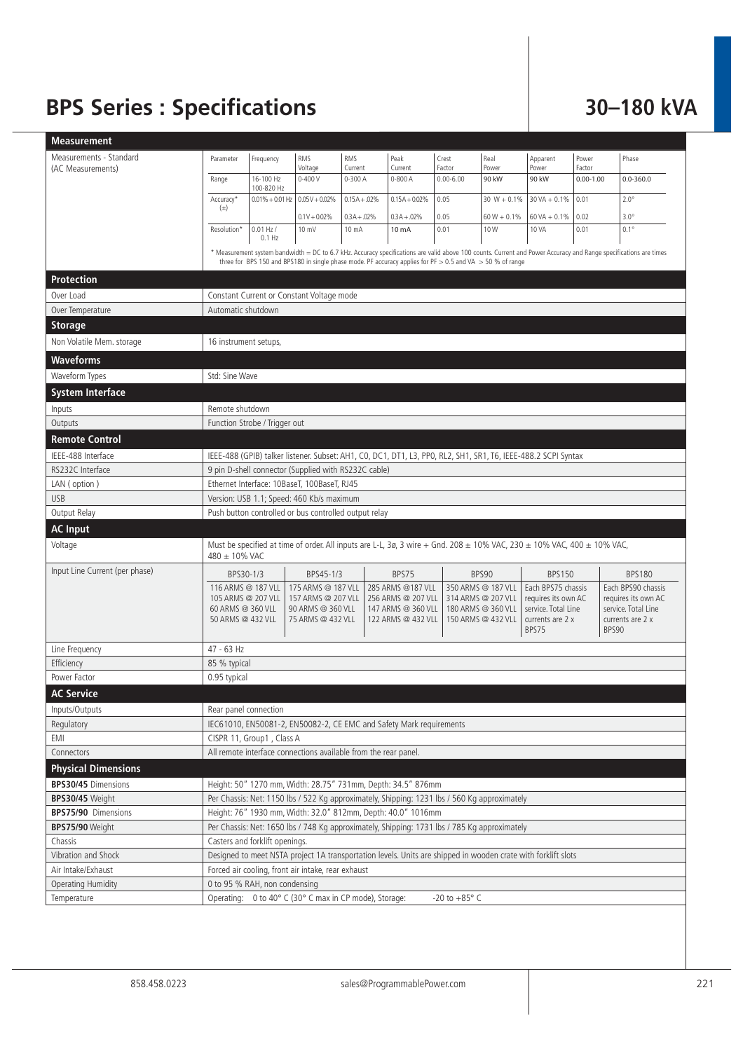# BPS Series : Specifications

# 30–180 kVA

## Measurement

**Measurements - Standard (AC Measurements)**

| Parameter | Frequency | RMS Voltage | RMS Current | Peak Current | Crest Factor | Real Power | Apparent Power | Power Factor | Phase |
|---|---|---|---|---|---|---|---|---|---|
| Range | 16-100 Hz 100-820 Hz | 0-400 V | 0-300 A | 0-800 A | 0.00-6.00 | 90 kW | 90 kW | 0.00-1.00 | 0.0-360.0 |
| Accuracy* (±) | 0.01% + 0.01 Hz | 0.05V + 0.02% | 0.15A + .02% | 0.15A + 0.02% | 0.05 | 30 W + 0.1% | 30 VA + 0.1% | 0.01 | 2.0° |
| | | 0.1V + 0.02% | 0.3A + .02% | 0.3A + .02% | 0.05 | 60 W + 0.1% | 60 VA + 0.1% | 0.02 | 3.0° |
| Resolution* | 0.01 Hz / 0.1 Hz | 10 mV | 10 mA | 10 mA | 0.01 | 10 W | 10 VA | 0.01 | 0.1° |

* Measurement system bandwidth = DC to 6.7 kHz. Accuracy specifications are valid above 100 counts. Current and Power Accuracy and Range specifications are times three for BPS 150 and BPS180 in single phase mode. PF accuracy applies for PF > 0.5 and VA > 50 % of range

## Protection

| | |
|---|---|
| Over Load | Constant Current or Constant Voltage mode |
| Over Temperature | Automatic shutdown |

## Storage

| | |
|---|---|
| Non Volatile Mem. storage | 16 instrument setups, |

## Waveforms

| | |
|---|---|
| Waveform Types | Std: Sine Wave |

## System Interface

| | |
|---|---|
| Inputs | Remote shutdown |
| Outputs | Function Strobe / Trigger out |

## Remote Control

| | |
|---|---|
| IEEE-488 Interface | IEEE-488 (GPIB) talker listener. Subset: AH1, C0, DC1, DT1, L3, PP0, RL2, SH1, SR1, T6, IEEE-488.2 SCPI Syntax |
| RS232C Interface | 9 pin D-shell connector (Supplied with RS232C cable) |
| LAN ( option ) | Ethernet Interface: 10BaseT, 100BaseT, RJ45 |
| USB | Version: USB 1.1; Speed: 460 Kb/s maximum |
| Output Relay | Push button controlled or bus controlled output relay |

## AC Input

| | |
|---|---|
| Voltage | Must be specified at time of order. All inputs are L-L, 3ø, 3 wire + Gnd. 208 ± 10% VAC, 230 ± 10% VAC, 400 ± 10% VAC, 480 ± 10% VAC |

**Input Line Current (per phase)**

| BPS30-1/3 | BPS45-1/3 | BPS75 | BPS90 | BPS150 | BPS180 |
|---|---|---|---|---|---|
| 116 ARMS @ 187 VLL<br>105 ARMS @ 207 VLL<br>60 ARMS @ 360 VLL<br>50 ARMS @ 432 VLL | 175 ARMS @ 187 VLL<br>157 ARMS @ 207 VLL<br>90 ARMS @ 360 VLL<br>75 ARMS @ 432 VLL | 285 ARMS @187 VLL<br>256 ARMS @ 207 VLL<br>147 ARMS @ 360 VLL<br>122 ARMS @ 432 VLL | 350 ARMS @ 187 VLL<br>314 ARMS @ 207 VLL<br>180 ARMS @ 360 VLL<br>150 ARMS @ 432 VLL | Each BPS75 chassis requires its own AC service. Total Line currents are 2 x BPS75 | Each BPS90 chassis requires its own AC service. Total Line currents are 2 x BPS90 |

| | |
|---|---|
| Line Frequency | 47 - 63 Hz |
| Efficiency | 85 % typical |
| Power Factor | 0.95 typical |

## AC Service

| | |
|---|---|
| Inputs/Outputs | Rear panel connection |
| Regulatory | IEC61010, EN50081-2, EN50082-2, CE EMC and Safety Mark requirements |
| EMI | CISPR 11, Group1 , Class A |
| Connectors | All remote interface connections available from the rear panel. |

## Physical Dimensions

| | |
|---|---|
| **BPS30/45** Dimensions | Height: 50" 1270 mm, Width: 28.75" 731mm, Depth: 34.5" 876mm |
| **BPS30/45** Weight | Per Chassis: Net: 1150 lbs / 522 Kg approximately, Shipping: 1231 lbs / 560 Kg approximately |
| **BPS75/90** Dimensions | Height: 76" 1930 mm, Width: 32.0" 812mm, Depth: 40.0" 1016mm |
| **BPS75/90** Weight | Per Chassis: Net: 1650 lbs / 748 Kg approximately, Shipping: 1731 lbs / 785 Kg approximately |
| Chassis | Casters and forklift openings. |
| Vibration and Shock | Designed to meet NSTA project 1A transportation levels. Units are shipped in wooden crate with forklift slots |
| Air Intake/Exhaust | Forced air cooling, front air intake, rear exhaust |
| Operating Humidity | 0 to 95 % RAH, non condensing |
| Temperature | Operating: 0 to 40° C (30° C max in CP mode), Storage: -20 to +85° C |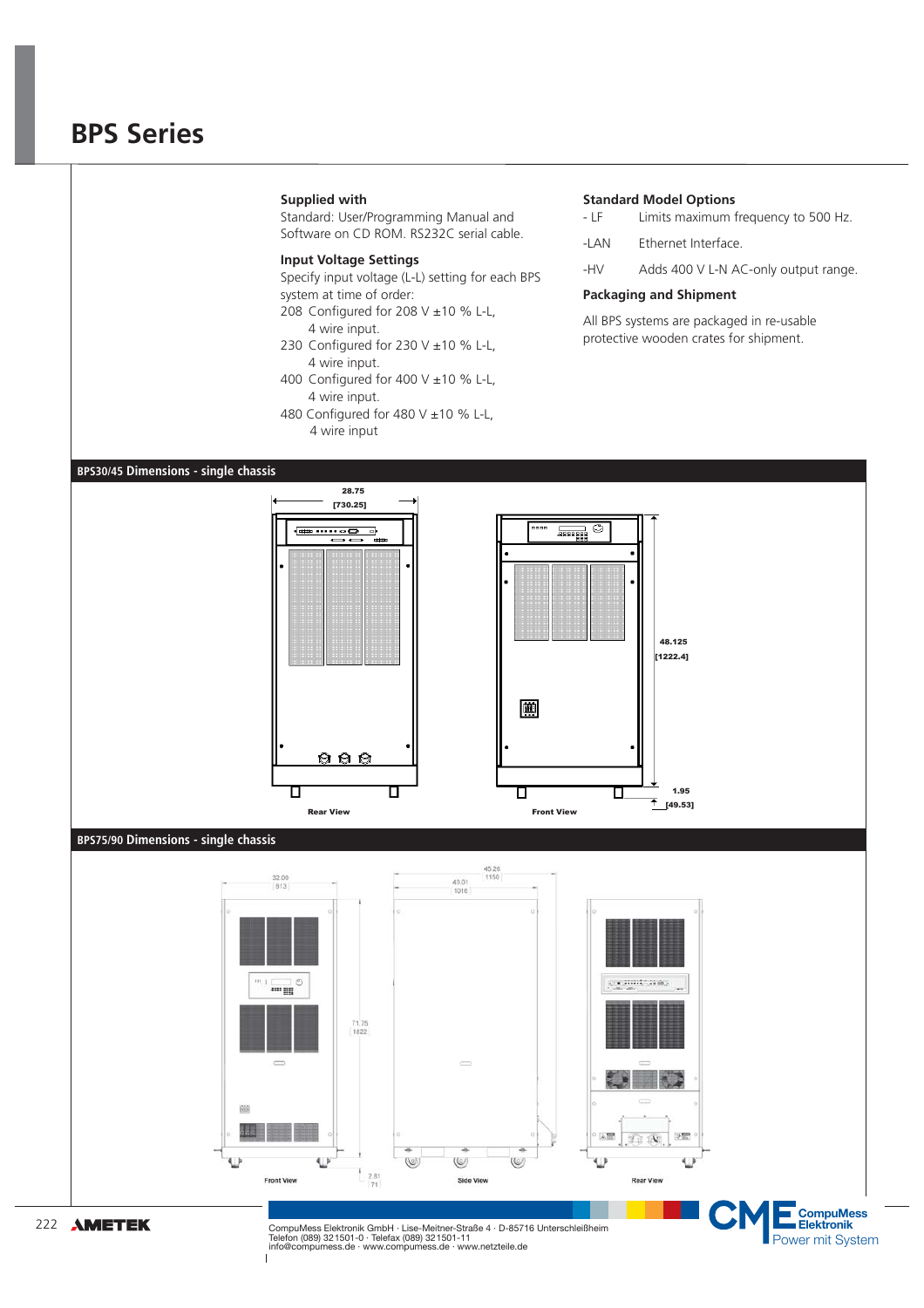# BPS Series

## Supplied with

Standard: User/Programming Manual and Software on CD ROM. RS232C serial cable.

## Input Voltage Settings

Specify input voltage (L-L) setting for each BPS system at time of order:

- 208 Configured for 208 V ±10 % L-L, 4 wire input.
- 230 Configured for 230 V ±10 % L-L, 4 wire input.
- 400 Configured for 400 V ±10 % L-L, 4 wire input.
- 480 Configured for 480 V ±10 % L-L, 4 wire input

## Standard Model Options

- -LF Limits maximum frequency to 500 Hz.
- -LAN Ethernet Interface.
- -HV Adds 400 V L-N AC-only output range.

## Packaging and Shipment

All BPS systems are packaged in re-usable protective wooden crates for shipment.

## BPS30/45 Dimensions - single chassis

28.75
[730.25]

48.125
[1222.4]

1.95
[49.53]

Rear View

Front View

## BPS75/90 Dimensions - single chassis

32.00
813

45.26
1150

40.01
1016

71.75
1822

2.81
71

Front View

Side View

Rear View

CompuMess Elektronik GmbH · Lise-Meitner-Straße 4 · D-85716 Unterschleißheim
Telefon (089) 321501-0 · Telefax (089) 321501-11
info@compumess.de · www.compumess.de · www.netzteile.de